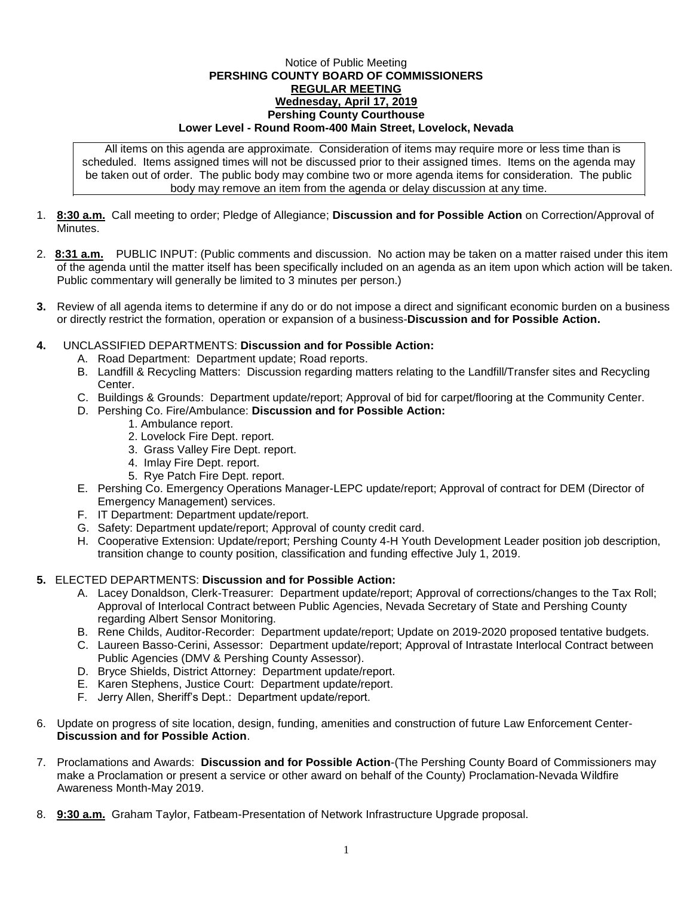Notice of Public Meeting

**PERSHING COUNTY BOARD OF COMMISSIONERS**

**REGULAR MEETING**

**Wednesday, April 17, 2019**

**Pershing County Courthouse**

**Lower Level - Round Room-400 Main Street, Lovelock, Nevada**

All items on this agenda are approximate. Consideration of items may require more or less time than is scheduled. Items assigned times will not be discussed prior to their assigned times. Items on the agenda may be taken out of order. The public body may combine two or more agenda items for consideration. The public body may remove an item from the agenda or delay discussion at any time.

1. **8:30 a.m.** Call meeting to order; Pledge of Allegiance; **Discussion and for Possible Action** on Correction/Approval of Minutes.

2. **8:31 a.m.** PUBLIC INPUT: (Public comments and discussion. No action may be taken on a matter raised under this item of the agenda until the matter itself has been specifically included on an agenda as an item upon which action will be taken. Public commentary will generally be limited to 3 minutes per person.)

3. Review of all agenda items to determine if any do or do not impose a direct and significant economic burden on a business or directly restrict the formation, operation or expansion of a business-**Discussion and for Possible Action.**

4. UNCLASSIFIED DEPARTMENTS: **Discussion and for Possible Action:**
   - A. Road Department: Department update; Road reports.
   - B. Landfill & Recycling Matters: Discussion regarding matters relating to the Landfill/Transfer sites and Recycling Center.
   - C. Buildings & Grounds: Department update/report; Approval of bid for carpet/flooring at the Community Center.
   - D. Pershing Co. Fire/Ambulance: **Discussion and for Possible Action:**
     1. Ambulance report.
     2. Lovelock Fire Dept. report.
     3. Grass Valley Fire Dept. report.
     4. Imlay Fire Dept. report.
     5. Rye Patch Fire Dept. report.
   - E. Pershing Co. Emergency Operations Manager-LEPC update/report; Approval of contract for DEM (Director of Emergency Management) services.
   - F. IT Department: Department update/report.
   - G. Safety: Department update/report; Approval of county credit card.
   - H. Cooperative Extension: Update/report; Pershing County 4-H Youth Development Leader position job description, transition change to county position, classification and funding effective July 1, 2019.

5. ELECTED DEPARTMENTS: **Discussion and for Possible Action:**
   - A. Lacey Donaldson, Clerk-Treasurer: Department update/report; Approval of corrections/changes to the Tax Roll; Approval of Interlocal Contract between Public Agencies, Nevada Secretary of State and Pershing County regarding Albert Sensor Monitoring.
   - B. Rene Childs, Auditor-Recorder: Department update/report; Update on 2019-2020 proposed tentative budgets.
   - C. Laureen Basso-Cerini, Assessor: Department update/report; Approval of Intrastate Interlocal Contract between Public Agencies (DMV & Pershing County Assessor).
   - D. Bryce Shields, District Attorney: Department update/report.
   - E. Karen Stephens, Justice Court: Department update/report.
   - F. Jerry Allen, Sheriff's Dept.: Department update/report.

6. Update on progress of site location, design, funding, amenities and construction of future Law Enforcement Center-**Discussion and for Possible Action**.

7. Proclamations and Awards: **Discussion and for Possible Action**-(The Pershing County Board of Commissioners may make a Proclamation or present a service or other award on behalf of the County) Proclamation-Nevada Wildfire Awareness Month-May 2019.

8. **9:30 a.m.** Graham Taylor, Fatbeam-Presentation of Network Infrastructure Upgrade proposal.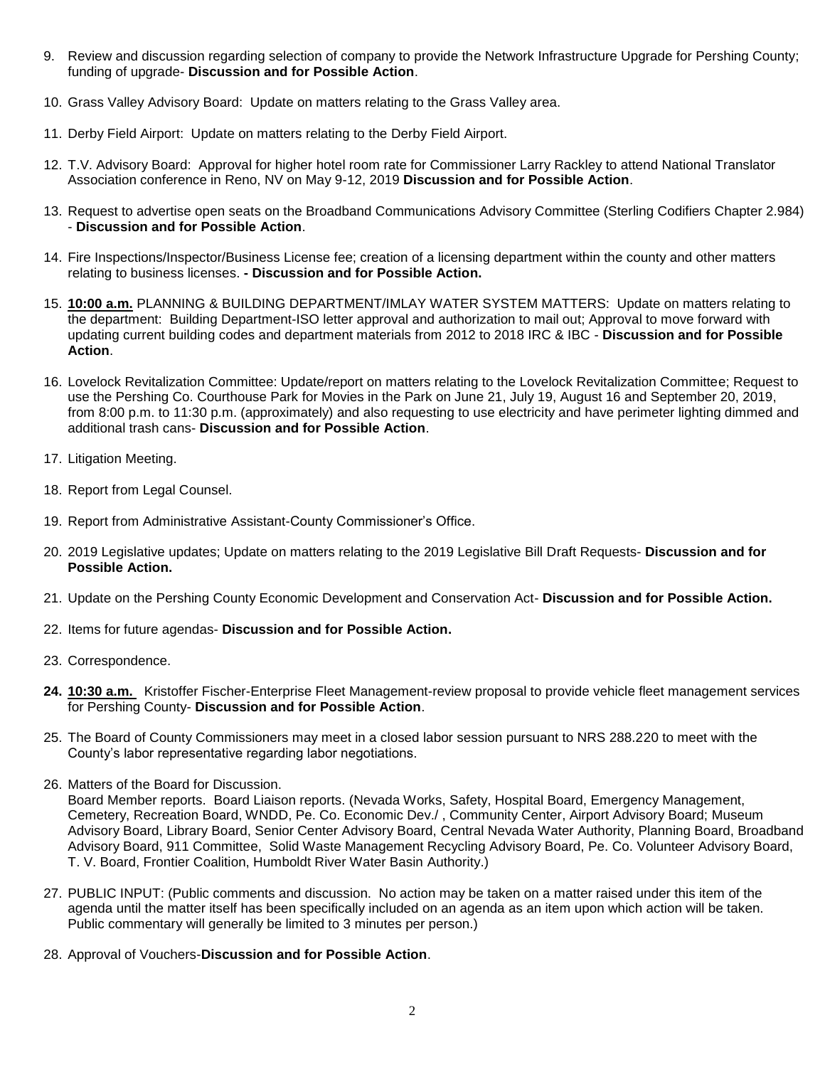9. Review and discussion regarding selection of company to provide the Network Infrastructure Upgrade for Pershing County; funding of upgrade- **Discussion and for Possible Action**.

10. Grass Valley Advisory Board: Update on matters relating to the Grass Valley area.

11. Derby Field Airport: Update on matters relating to the Derby Field Airport.

12. T.V. Advisory Board: Approval for higher hotel room rate for Commissioner Larry Rackley to attend National Translator Association conference in Reno, NV on May 9-12, 2019 **Discussion and for Possible Action**.

13. Request to advertise open seats on the Broadband Communications Advisory Committee (Sterling Codifiers Chapter 2.984) - **Discussion and for Possible Action**.

14. Fire Inspections/Inspector/Business License fee; creation of a licensing department within the county and other matters relating to business licenses. **- Discussion and for Possible Action.**

15. **10:00 a.m.** PLANNING & BUILDING DEPARTMENT/IMLAY WATER SYSTEM MATTERS: Update on matters relating to the department: Building Department-ISO letter approval and authorization to mail out; Approval to move forward with updating current building codes and department materials from 2012 to 2018 IRC & IBC - **Discussion and for Possible Action**.

16. Lovelock Revitalization Committee: Update/report on matters relating to the Lovelock Revitalization Committee; Request to use the Pershing Co. Courthouse Park for Movies in the Park on June 21, July 19, August 16 and September 20, 2019, from 8:00 p.m. to 11:30 p.m. (approximately) and also requesting to use electricity and have perimeter lighting dimmed and additional trash cans- **Discussion and for Possible Action**.

17. Litigation Meeting.

18. Report from Legal Counsel.

19. Report from Administrative Assistant-County Commissioner's Office.

20. 2019 Legislative updates; Update on matters relating to the 2019 Legislative Bill Draft Requests- **Discussion and for Possible Action.**

21. Update on the Pershing County Economic Development and Conservation Act- **Discussion and for Possible Action.**

22. Items for future agendas- **Discussion and for Possible Action.**

23. Correspondence.

24. **10:30 a.m.** Kristoffer Fischer-Enterprise Fleet Management-review proposal to provide vehicle fleet management services for Pershing County- **Discussion and for Possible Action**.

25. The Board of County Commissioners may meet in a closed labor session pursuant to NRS 288.220 to meet with the County's labor representative regarding labor negotiations.

26. Matters of the Board for Discussion.
Board Member reports. Board Liaison reports. (Nevada Works, Safety, Hospital Board, Emergency Management, Cemetery, Recreation Board, WNDD, Pe. Co. Economic Dev./ , Community Center, Airport Advisory Board; Museum Advisory Board, Library Board, Senior Center Advisory Board, Central Nevada Water Authority, Planning Board, Broadband Advisory Board, 911 Committee, Solid Waste Management Recycling Advisory Board, Pe. Co. Volunteer Advisory Board, T. V. Board, Frontier Coalition, Humboldt River Water Basin Authority.)

27. PUBLIC INPUT: (Public comments and discussion. No action may be taken on a matter raised under this item of the agenda until the matter itself has been specifically included on an agenda as an item upon which action will be taken. Public commentary will generally be limited to 3 minutes per person.)

28. Approval of Vouchers-**Discussion and for Possible Action**.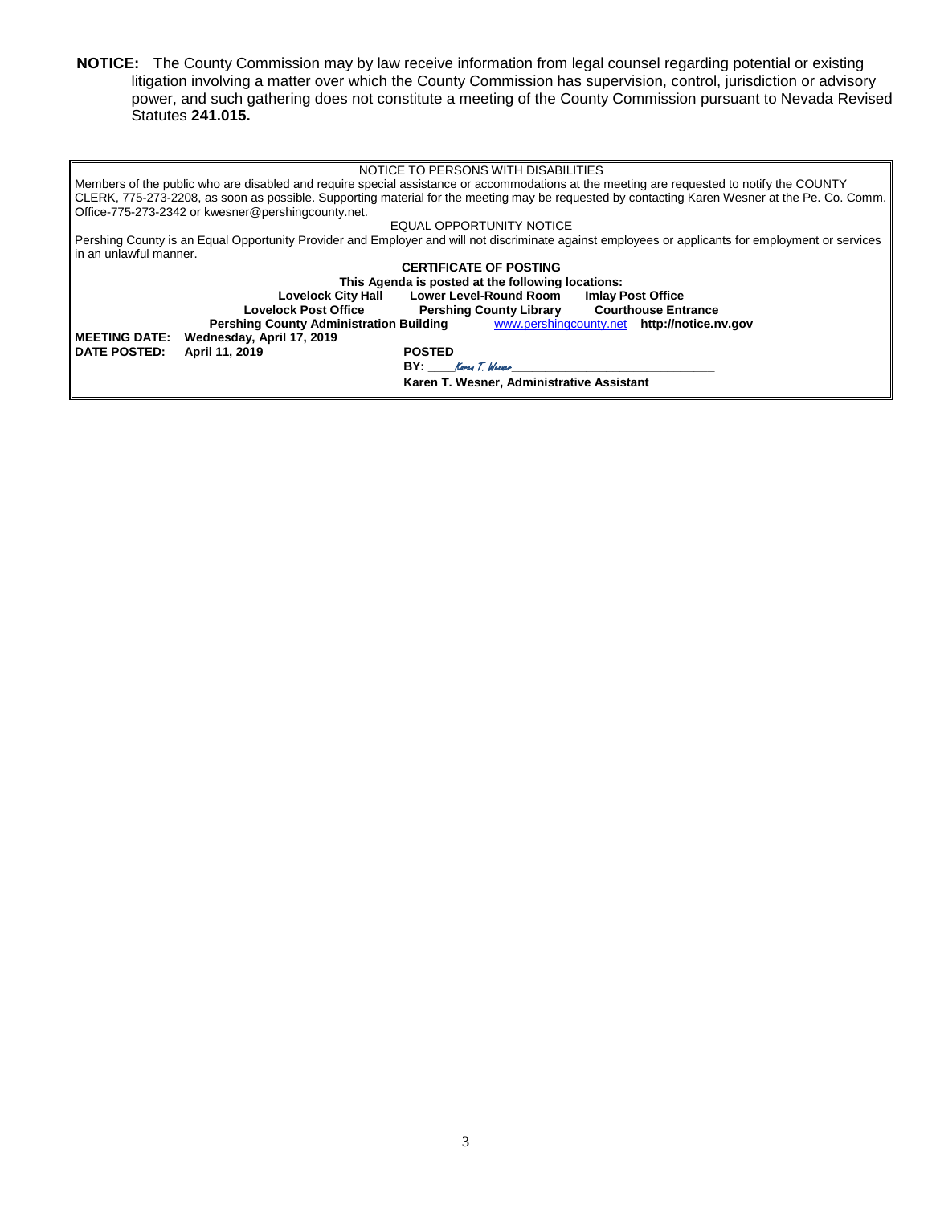**NOTICE:** The County Commission may by law receive information from legal counsel regarding potential or existing litigation involving a matter over which the County Commission has supervision, control, jurisdiction or advisory power, and such gathering does not constitute a meeting of the County Commission pursuant to Nevada Revised Statutes **241.015.**

NOTICE TO PERSONS WITH DISABILITIES

Members of the public who are disabled and require special assistance or accommodations at the meeting are requested to notify the COUNTY CLERK, 775-273-2208, as soon as possible. Supporting material for the meeting may be requested by contacting Karen Wesner at the Pe. Co. Comm. Office-775-273-2342 or kwesner@pershingcounty.net.

EQUAL OPPORTUNITY NOTICE

Pershing County is an Equal Opportunity Provider and Employer and will not discriminate against employees or applicants for employment or services in an unlawful manner.

**CERTIFICATE OF POSTING**

**This Agenda is posted at the following locations:**

**Lovelock City Hall** **Lower Level-Round Room** **Imlay Post Office**
**Lovelock Post Office** **Pershing County Library** **Courthouse Entrance**
**Pershing County Administration Building** www.pershingcounty.net **http://notice.nv.gov**

**MEETING DATE:** **Wednesday, April 17, 2019**
**DATE POSTED:** **April 11, 2019**

**POSTED**
**BY:** *Karen T. Wesner*
**Karen T. Wesner, Administrative Assistant**